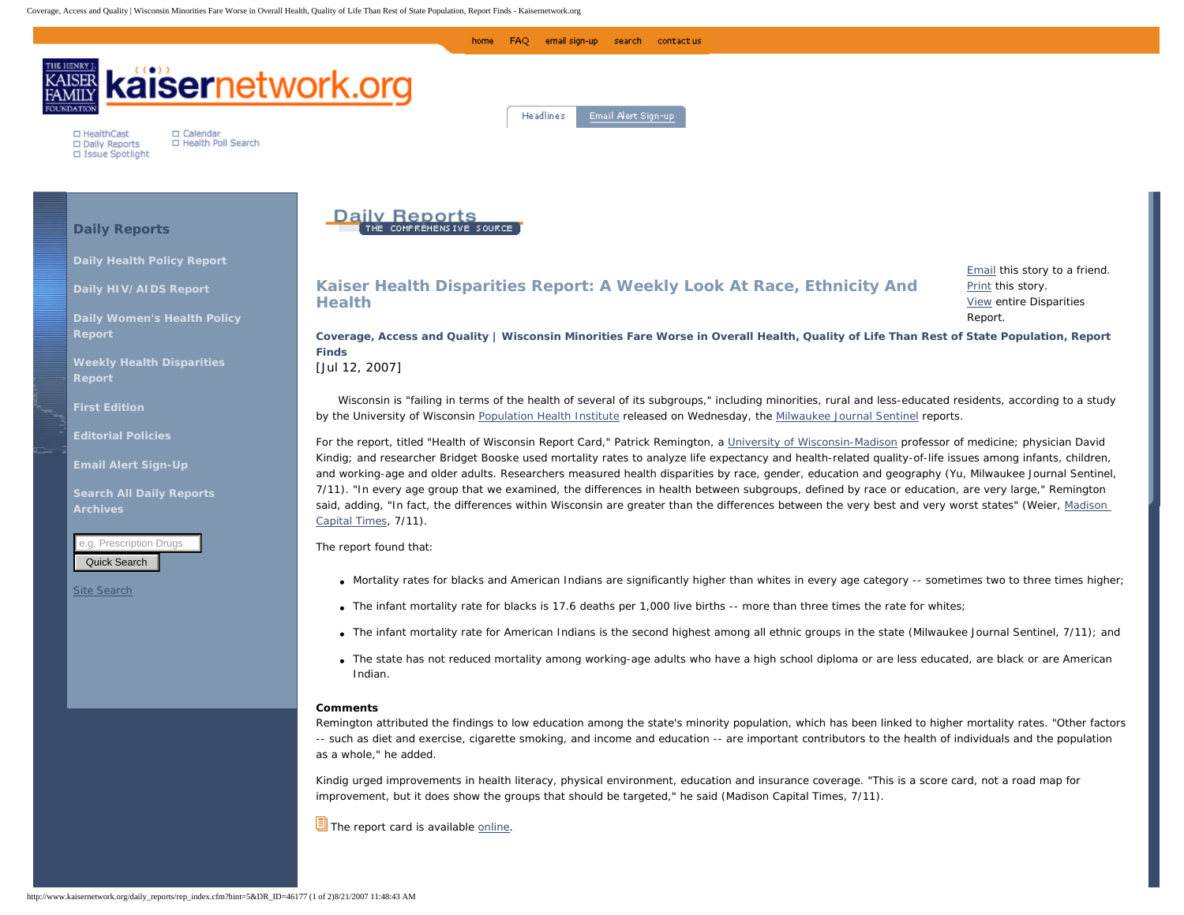# Kaiser Health Disparities Report: A Weekly Look At Race, Ethnicity And Health

**Coverage, Access and Quality | Wisconsin Minorities Fare Worse in Overall Health, Quality of Life Than Rest of State Population, Report Finds**

[Jul 12, 2007]

Wisconsin is "failing in terms of the health of several of its subgroups," including minorities, rural and less-educated residents, according to a study by the University of Wisconsin Population Health Institute released on Wednesday, the Milwaukee Journal Sentinel reports.

For the report, titled "Health of Wisconsin Report Card," Patrick Remington, a University of Wisconsin-Madison professor of medicine; physician David Kindig; and researcher Bridget Booske used mortality rates to analyze life expectancy and health-related quality-of-life issues among infants, children, and working-age and older adults. Researchers measured health disparities by race, gender, education and geography (Yu, Milwaukee Journal Sentinel, 7/11). "In every age group that we examined, the differences in health between subgroups, defined by race or education, are very large," Remington said, adding, "In fact, the differences within Wisconsin are greater than the differences between the very best and very worst states" (Weier, Madison Capital Times, 7/11).

The report found that:

- Mortality rates for blacks and American Indians are significantly higher than whites in every age category -- sometimes two to three times higher;
- The infant mortality rate for blacks is 17.6 deaths per 1,000 live births -- more than three times the rate for whites;
- The infant mortality rate for American Indians is the second highest among all ethnic groups in the state (Milwaukee Journal Sentinel, 7/11); and
- The state has not reduced mortality among working-age adults who have a high school diploma or are less educated, are black or are American Indian.

**Comments**

Remington attributed the findings to low education among the state's minority population, which has been linked to higher mortality rates. "Other factors -- such as diet and exercise, cigarette smoking, and income and education -- are important contributors to the health of individuals and the population as a whole," he added.

Kindig urged improvements in health literacy, physical environment, education and insurance coverage. "This is a score card, not a road map for improvement, but it does show the groups that should be targeted," he said (Madison Capital Times, 7/11).

The report card is available online.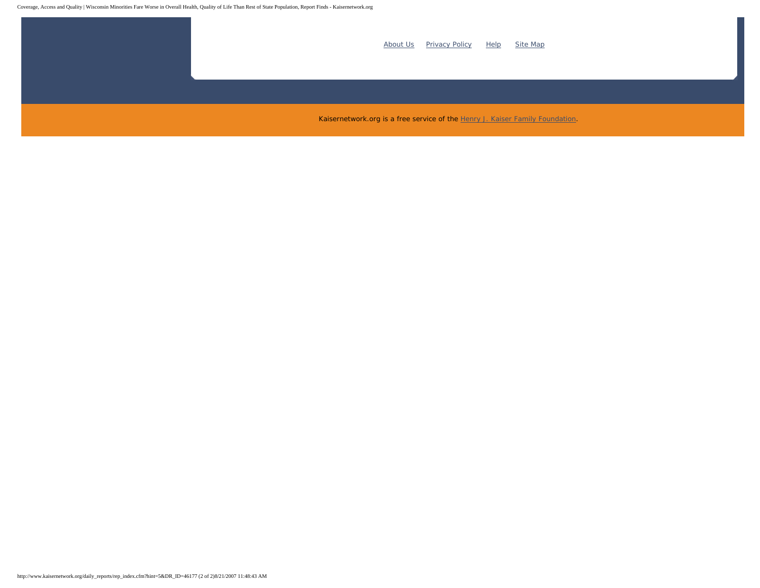About Us Privacy Policy Help Site Map

Kaisernetwork.org is a free service of the Henry J. Kaiser Family Foundation.